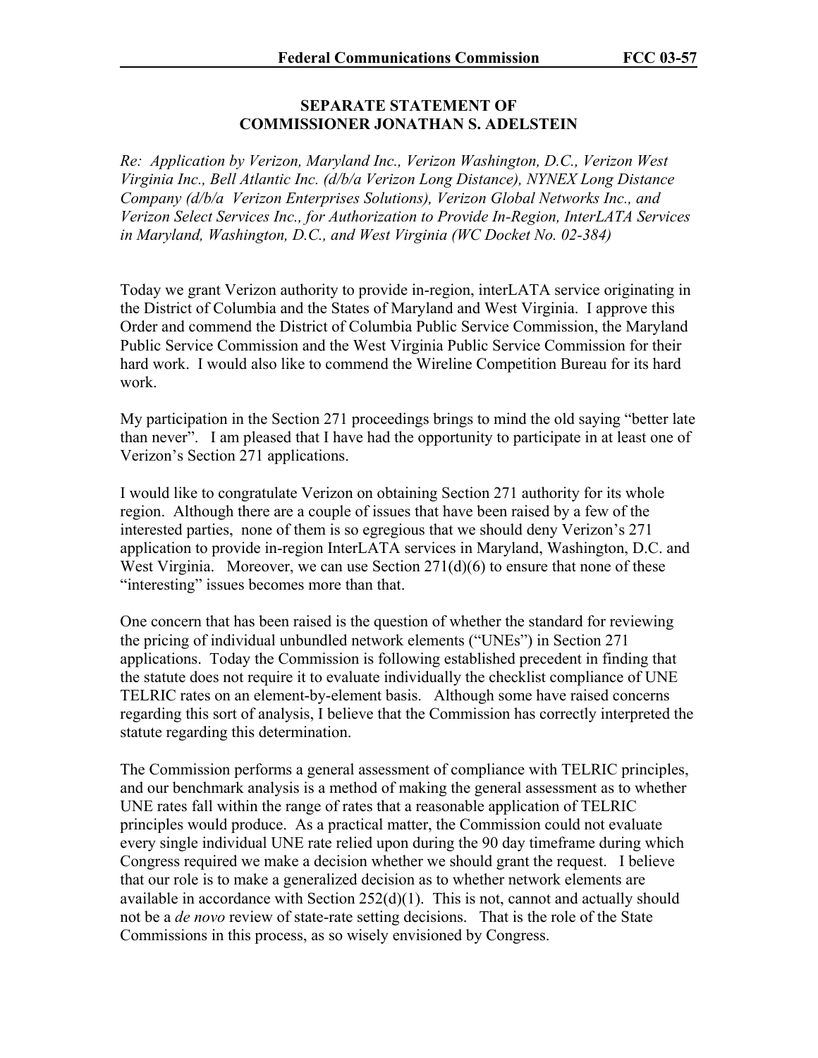## SEPARATE STATEMENT OF COMMISSIONER JONATHAN S. ADELSTEIN

*Re: Application by Verizon, Maryland Inc., Verizon Washington, D.C., Verizon West Virginia Inc., Bell Atlantic Inc. (d/b/a Verizon Long Distance), NYNEX Long Distance Company (d/b/a Verizon Enterprises Solutions), Verizon Global Networks Inc., and Verizon Select Services Inc., for Authorization to Provide In-Region, InterLATA Services in Maryland, Washington, D.C., and West Virginia (WC Docket No. 02-384)*

Today we grant Verizon authority to provide in-region, interLATA service originating in the District of Columbia and the States of Maryland and West Virginia. I approve this Order and commend the District of Columbia Public Service Commission, the Maryland Public Service Commission and the West Virginia Public Service Commission for their hard work. I would also like to commend the Wireline Competition Bureau for its hard work.

My participation in the Section 271 proceedings brings to mind the old saying "better late than never". I am pleased that I have had the opportunity to participate in at least one of Verizon's Section 271 applications.

I would like to congratulate Verizon on obtaining Section 271 authority for its whole region. Although there are a couple of issues that have been raised by a few of the interested parties, none of them is so egregious that we should deny Verizon's 271 application to provide in-region InterLATA services in Maryland, Washington, D.C. and West Virginia. Moreover, we can use Section 271(d)(6) to ensure that none of these "interesting" issues becomes more than that.

One concern that has been raised is the question of whether the standard for reviewing the pricing of individual unbundled network elements ("UNEs") in Section 271 applications. Today the Commission is following established precedent in finding that the statute does not require it to evaluate individually the checklist compliance of UNE TELRIC rates on an element-by-element basis. Although some have raised concerns regarding this sort of analysis, I believe that the Commission has correctly interpreted the statute regarding this determination.

The Commission performs a general assessment of compliance with TELRIC principles, and our benchmark analysis is a method of making the general assessment as to whether UNE rates fall within the range of rates that a reasonable application of TELRIC principles would produce. As a practical matter, the Commission could not evaluate every single individual UNE rate relied upon during the 90 day timeframe during which Congress required we make a decision whether we should grant the request. I believe that our role is to make a generalized decision as to whether network elements are available in accordance with Section 252(d)(1). This is not, cannot and actually should not be a *de novo* review of state-rate setting decisions. That is the role of the State Commissions in this process, as so wisely envisioned by Congress.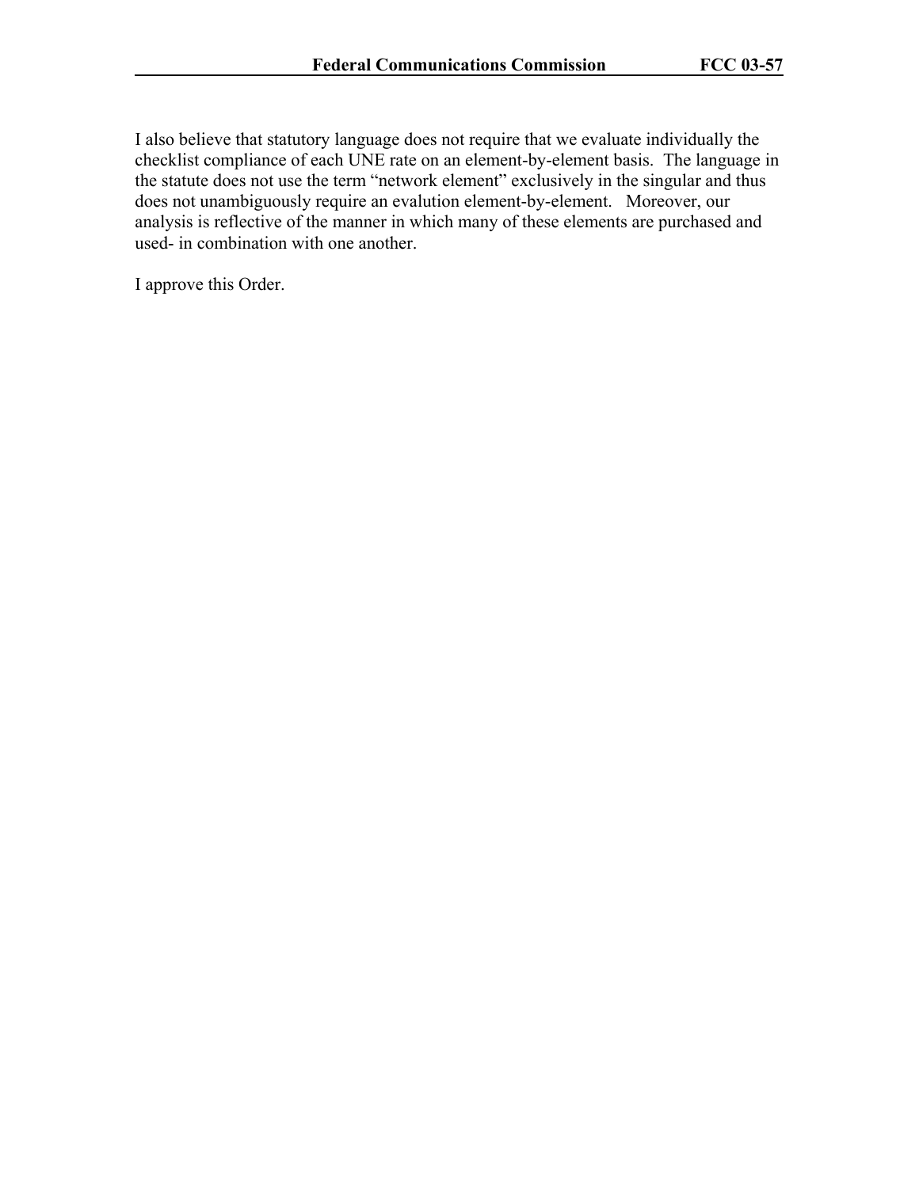I also believe that statutory language does not require that we evaluate individually the checklist compliance of each UNE rate on an element-by-element basis. The language in the statute does not use the term "network element" exclusively in the singular and thus does not unambiguously require an evalution element-by-element. Moreover, our analysis is reflective of the manner in which many of these elements are purchased and used- in combination with one another.

I approve this Order.